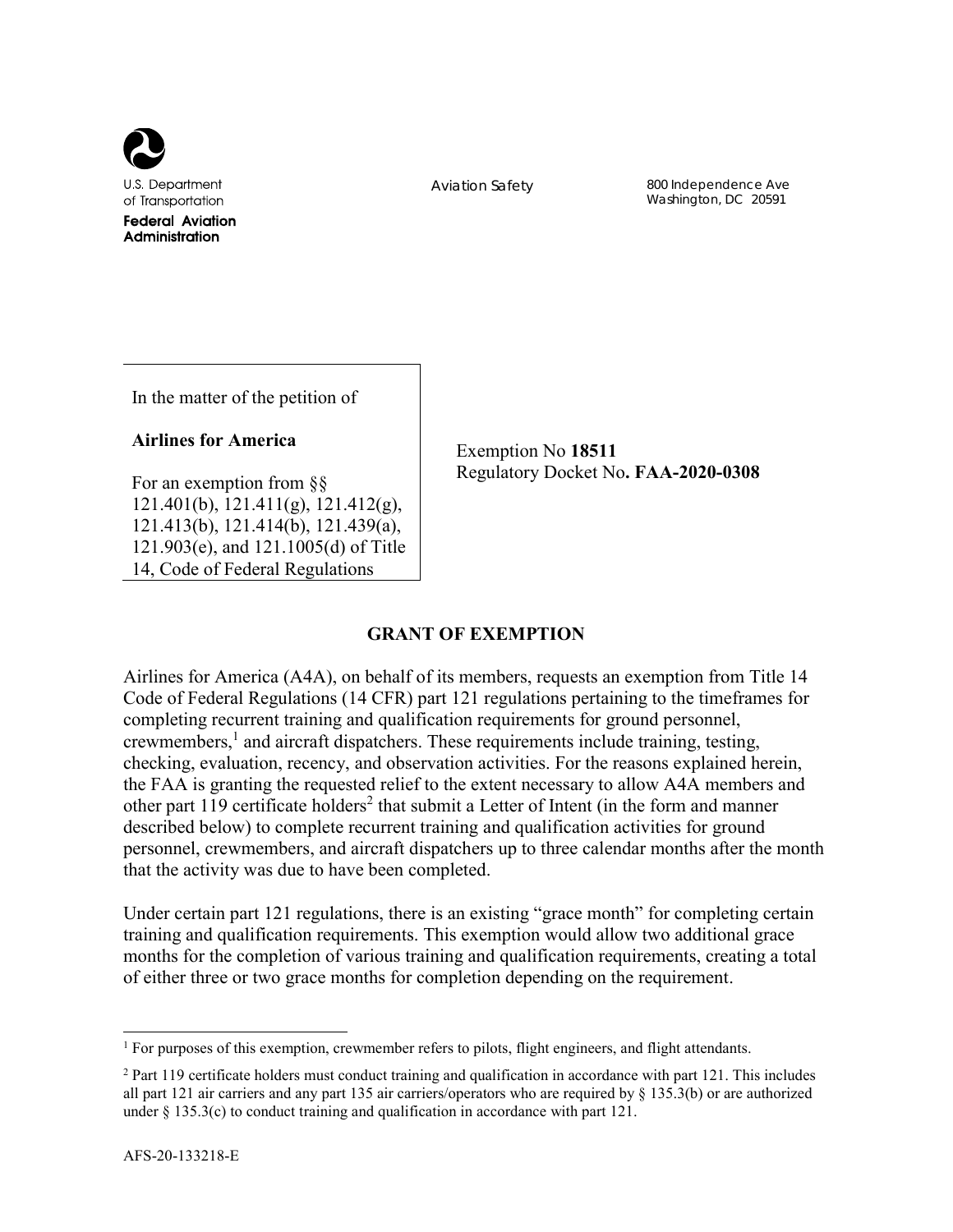U.S. Department of Transportation
**Federal Aviation Administration**

Aviation Safety

800 Independence Ave
Washington, DC 20591

In the matter of the petition of

**Airlines for America**

For an exemption from §§ 121.401(b), 121.411(g), 121.412(g), 121.413(b), 121.414(b), 121.439(a), 121.903(e), and 121.1005(d) of Title 14, Code of Federal Regulations

Exemption No **18511**
Regulatory Docket No**. FAA-2020-0308**

## GRANT OF EXEMPTION

Airlines for America (A4A), on behalf of its members, requests an exemption from Title 14 Code of Federal Regulations (14 CFR) part 121 regulations pertaining to the timeframes for completing recurrent training and qualification requirements for ground personnel, crewmembers,[1] and aircraft dispatchers. These requirements include training, testing, checking, evaluation, recency, and observation activities. For the reasons explained herein, the FAA is granting the requested relief to the extent necessary to allow A4A members and other part 119 certificate holders[2] that submit a Letter of Intent (in the form and manner described below) to complete recurrent training and qualification activities for ground personnel, crewmembers, and aircraft dispatchers up to three calendar months after the month that the activity was due to have been completed.

Under certain part 121 regulations, there is an existing "grace month" for completing certain training and qualification requirements. This exemption would allow two additional grace months for the completion of various training and qualification requirements, creating a total of either three or two grace months for completion depending on the requirement.

[1] For purposes of this exemption, crewmember refers to pilots, flight engineers, and flight attendants.

[2] Part 119 certificate holders must conduct training and qualification in accordance with part 121. This includes all part 121 air carriers and any part 135 air carriers/operators who are required by § 135.3(b) or are authorized under § 135.3(c) to conduct training and qualification in accordance with part 121.

AFS-20-133218-E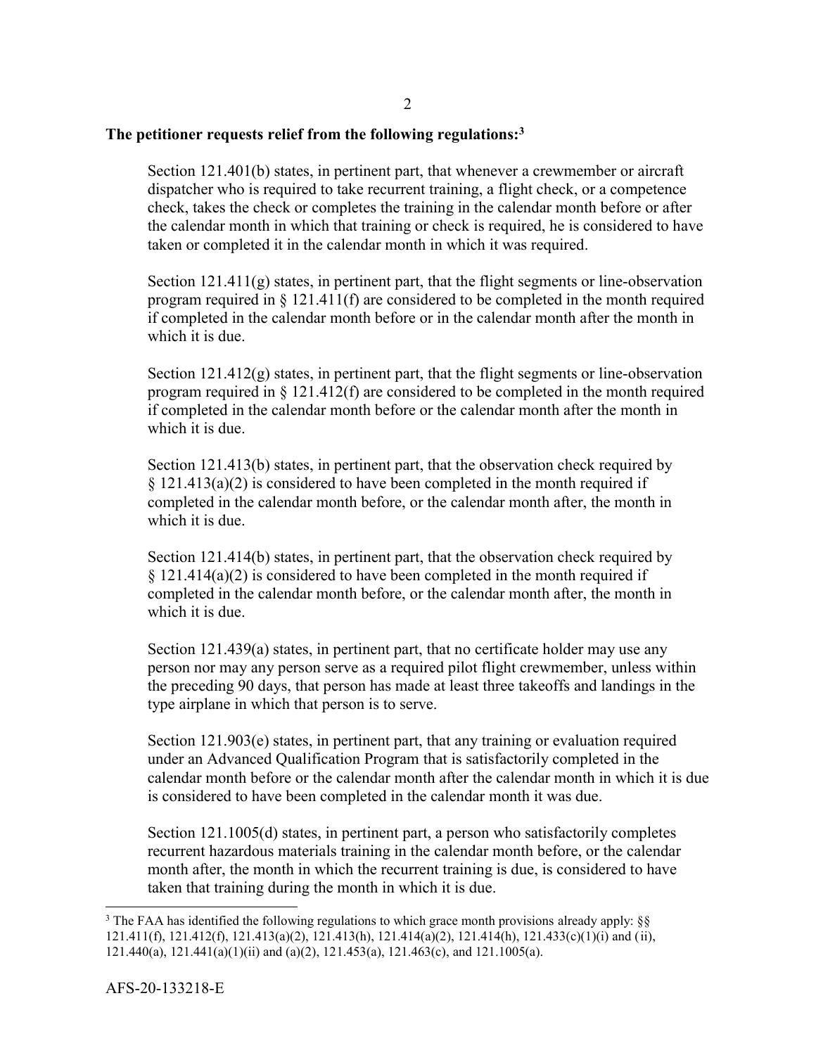**The petitioner requests relief from the following regulations:**[3]

Section 121.401(b) states, in pertinent part, that whenever a crewmember or aircraft dispatcher who is required to take recurrent training, a flight check, or a competence check, takes the check or completes the training in the calendar month before or after the calendar month in which that training or check is required, he is considered to have taken or completed it in the calendar month in which it was required.

Section 121.411(g) states, in pertinent part, that the flight segments or line-observation program required in § 121.411(f) are considered to be completed in the month required if completed in the calendar month before or in the calendar month after the month in which it is due.

Section 121.412(g) states, in pertinent part, that the flight segments or line-observation program required in § 121.412(f) are considered to be completed in the month required if completed in the calendar month before or the calendar month after the month in which it is due.

Section 121.413(b) states, in pertinent part, that the observation check required by § 121.413(a)(2) is considered to have been completed in the month required if completed in the calendar month before, or the calendar month after, the month in which it is due.

Section 121.414(b) states, in pertinent part, that the observation check required by § 121.414(a)(2) is considered to have been completed in the month required if completed in the calendar month before, or the calendar month after, the month in which it is due.

Section 121.439(a) states, in pertinent part, that no certificate holder may use any person nor may any person serve as a required pilot flight crewmember, unless within the preceding 90 days, that person has made at least three takeoffs and landings in the type airplane in which that person is to serve.

Section 121.903(e) states, in pertinent part, that any training or evaluation required under an Advanced Qualification Program that is satisfactorily completed in the calendar month before or the calendar month after the calendar month in which it is due is considered to have been completed in the calendar month it was due.

Section 121.1005(d) states, in pertinent part, a person who satisfactorily completes recurrent hazardous materials training in the calendar month before, or the calendar month after, the month in which the recurrent training is due, is considered to have taken that training during the month in which it is due.

[3] The FAA has identified the following regulations to which grace month provisions already apply: §§ 121.411(f), 121.412(f), 121.413(a)(2), 121.413(h), 121.414(a)(2), 121.414(h), 121.433(c)(1)(i) and (ii), 121.440(a), 121.441(a)(1)(ii) and (a)(2), 121.453(a), 121.463(c), and 121.1005(a).

AFS-20-133218-E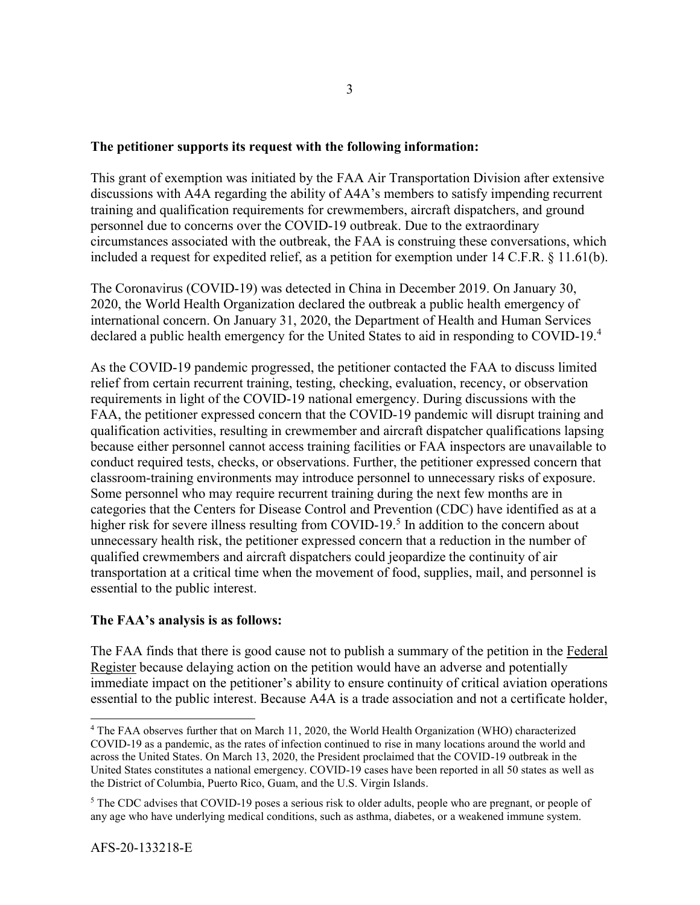**The petitioner supports its request with the following information:**

This grant of exemption was initiated by the FAA Air Transportation Division after extensive discussions with A4A regarding the ability of A4A's members to satisfy impending recurrent training and qualification requirements for crewmembers, aircraft dispatchers, and ground personnel due to concerns over the COVID-19 outbreak. Due to the extraordinary circumstances associated with the outbreak, the FAA is construing these conversations, which included a request for expedited relief, as a petition for exemption under 14 C.F.R. § 11.61(b).

The Coronavirus (COVID-19) was detected in China in December 2019. On January 30, 2020, the World Health Organization declared the outbreak a public health emergency of international concern. On January 31, 2020, the Department of Health and Human Services declared a public health emergency for the United States to aid in responding to COVID-19.[4]

As the COVID-19 pandemic progressed, the petitioner contacted the FAA to discuss limited relief from certain recurrent training, testing, checking, evaluation, recency, or observation requirements in light of the COVID-19 national emergency. During discussions with the FAA, the petitioner expressed concern that the COVID-19 pandemic will disrupt training and qualification activities, resulting in crewmember and aircraft dispatcher qualifications lapsing because either personnel cannot access training facilities or FAA inspectors are unavailable to conduct required tests, checks, or observations. Further, the petitioner expressed concern that classroom-training environments may introduce personnel to unnecessary risks of exposure. Some personnel who may require recurrent training during the next few months are in categories that the Centers for Disease Control and Prevention (CDC) have identified as at a higher risk for severe illness resulting from COVID-19.[5] In addition to the concern about unnecessary health risk, the petitioner expressed concern that a reduction in the number of qualified crewmembers and aircraft dispatchers could jeopardize the continuity of air transportation at a critical time when the movement of food, supplies, mail, and personnel is essential to the public interest.

**The FAA's analysis is as follows:**

The FAA finds that there is good cause not to publish a summary of the petition in the Federal Register because delaying action on the petition would have an adverse and potentially immediate impact on the petitioner's ability to ensure continuity of critical aviation operations essential to the public interest. Because A4A is a trade association and not a certificate holder,

---

[4] The FAA observes further that on March 11, 2020, the World Health Organization (WHO) characterized COVID-19 as a pandemic, as the rates of infection continued to rise in many locations around the world and across the United States. On March 13, 2020, the President proclaimed that the COVID-19 outbreak in the United States constitutes a national emergency. COVID-19 cases have been reported in all 50 states as well as the District of Columbia, Puerto Rico, Guam, and the U.S. Virgin Islands.

[5] The CDC advises that COVID-19 poses a serious risk to older adults, people who are pregnant, or people of any age who have underlying medical conditions, such as asthma, diabetes, or a weakened immune system.

AFS-20-133218-E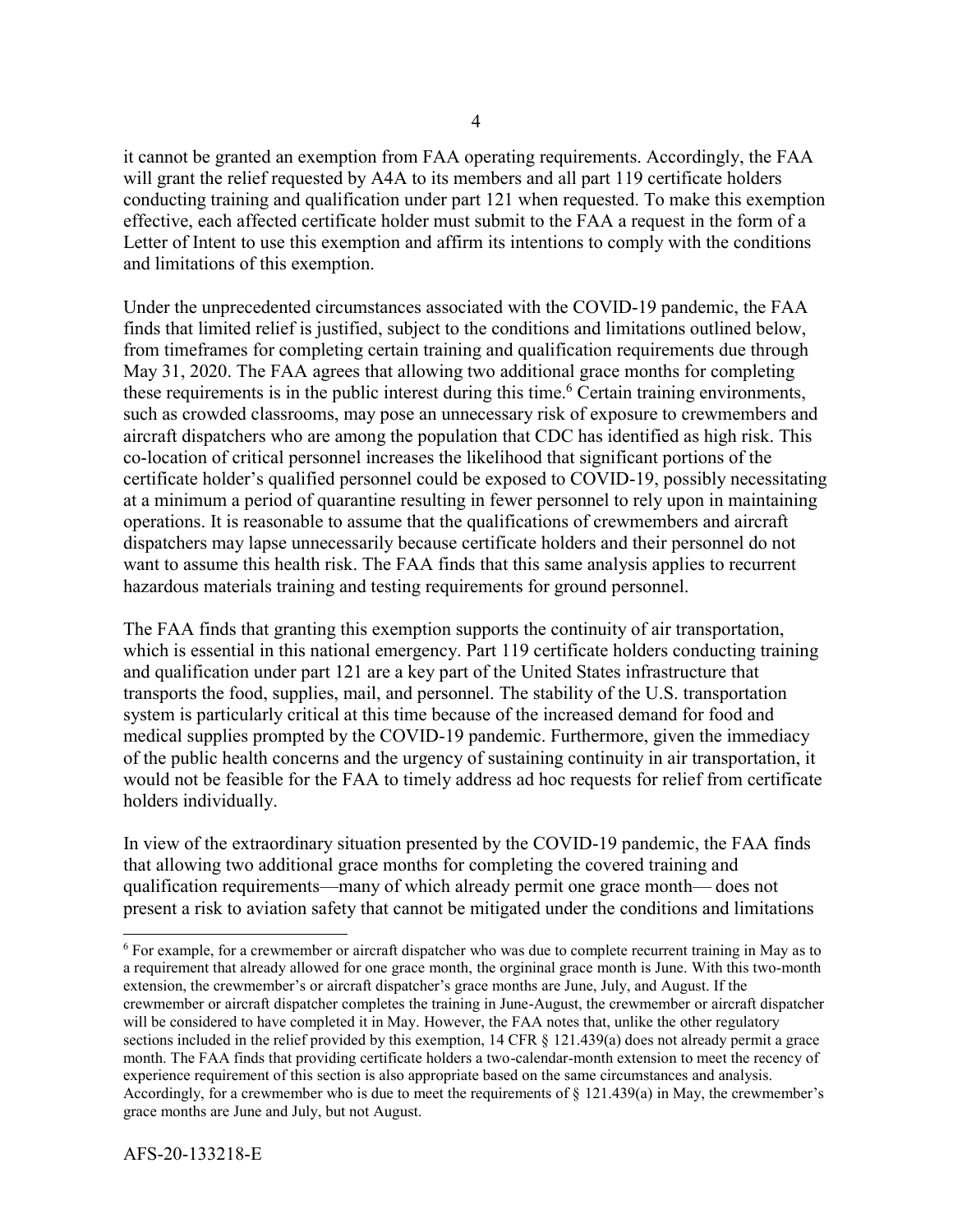it cannot be granted an exemption from FAA operating requirements. Accordingly, the FAA will grant the relief requested by A4A to its members and all part 119 certificate holders conducting training and qualification under part 121 when requested. To make this exemption effective, each affected certificate holder must submit to the FAA a request in the form of a Letter of Intent to use this exemption and affirm its intentions to comply with the conditions and limitations of this exemption.

Under the unprecedented circumstances associated with the COVID-19 pandemic, the FAA finds that limited relief is justified, subject to the conditions and limitations outlined below, from timeframes for completing certain training and qualification requirements due through May 31, 2020. The FAA agrees that allowing two additional grace months for completing these requirements is in the public interest during this time.[6] Certain training environments, such as crowded classrooms, may pose an unnecessary risk of exposure to crewmembers and aircraft dispatchers who are among the population that CDC has identified as high risk. This co-location of critical personnel increases the likelihood that significant portions of the certificate holder's qualified personnel could be exposed to COVID-19, possibly necessitating at a minimum a period of quarantine resulting in fewer personnel to rely upon in maintaining operations. It is reasonable to assume that the qualifications of crewmembers and aircraft dispatchers may lapse unnecessarily because certificate holders and their personnel do not want to assume this health risk. The FAA finds that this same analysis applies to recurrent hazardous materials training and testing requirements for ground personnel.

The FAA finds that granting this exemption supports the continuity of air transportation, which is essential in this national emergency. Part 119 certificate holders conducting training and qualification under part 121 are a key part of the United States infrastructure that transports the food, supplies, mail, and personnel. The stability of the U.S. transportation system is particularly critical at this time because of the increased demand for food and medical supplies prompted by the COVID-19 pandemic. Furthermore, given the immediacy of the public health concerns and the urgency of sustaining continuity in air transportation, it would not be feasible for the FAA to timely address ad hoc requests for relief from certificate holders individually.

In view of the extraordinary situation presented by the COVID-19 pandemic, the FAA finds that allowing two additional grace months for completing the covered training and qualification requirements—many of which already permit one grace month— does not present a risk to aviation safety that cannot be mitigated under the conditions and limitations

[6] For example, for a crewmember or aircraft dispatcher who was due to complete recurrent training in May as to a requirement that already allowed for one grace month, the orgininal grace month is June. With this two-month extension, the crewmember's or aircraft dispatcher's grace months are June, July, and August. If the crewmember or aircraft dispatcher completes the training in June-August, the crewmember or aircraft dispatcher will be considered to have completed it in May. However, the FAA notes that, unlike the other regulatory sections included in the relief provided by this exemption, 14 CFR § 121.439(a) does not already permit a grace month. The FAA finds that providing certificate holders a two-calendar-month extension to meet the recency of experience requirement of this section is also appropriate based on the same circumstances and analysis. Accordingly, for a crewmember who is due to meet the requirements of § 121.439(a) in May, the crewmember's grace months are June and July, but not August.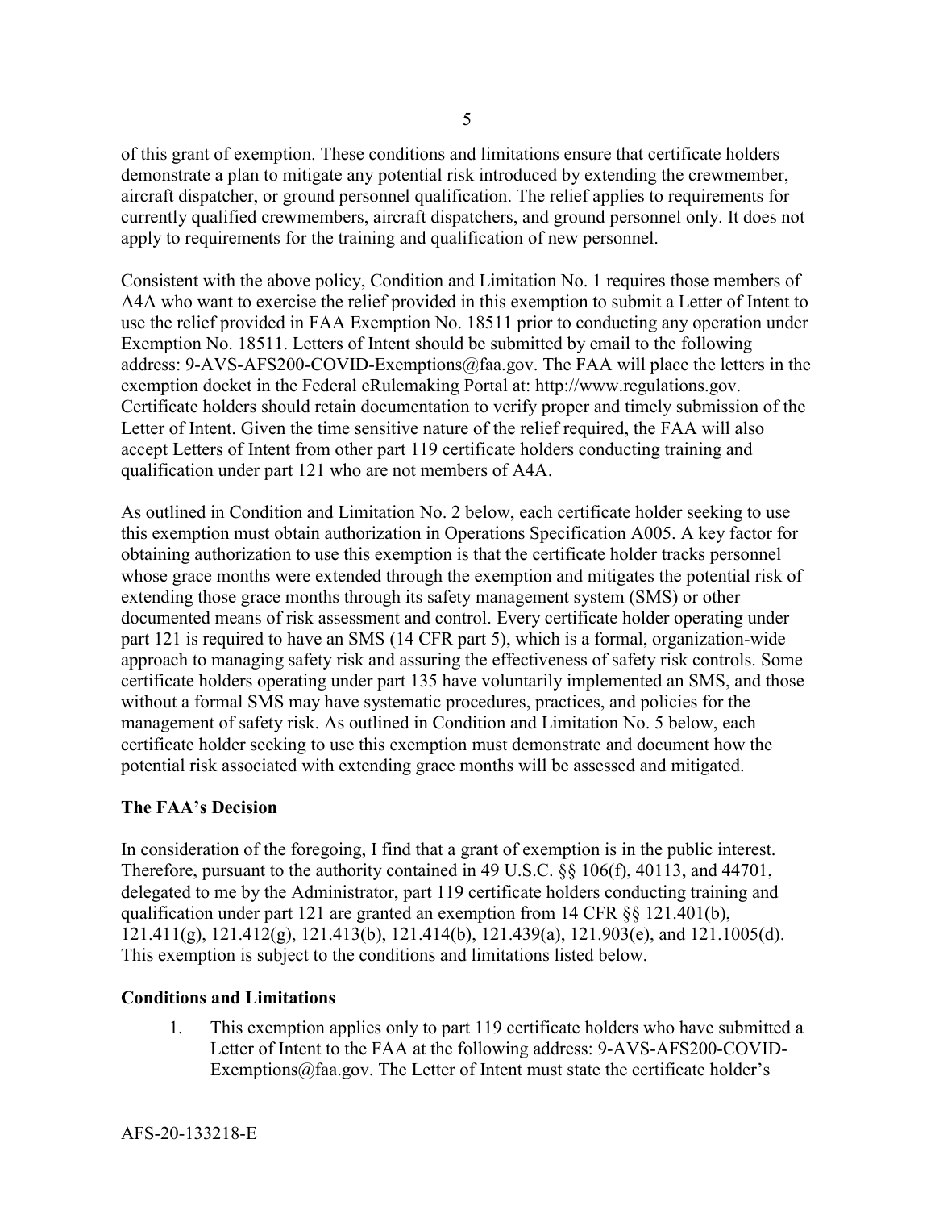of this grant of exemption. These conditions and limitations ensure that certificate holders demonstrate a plan to mitigate any potential risk introduced by extending the crewmember, aircraft dispatcher, or ground personnel qualification. The relief applies to requirements for currently qualified crewmembers, aircraft dispatchers, and ground personnel only. It does not apply to requirements for the training and qualification of new personnel.

Consistent with the above policy, Condition and Limitation No. 1 requires those members of A4A who want to exercise the relief provided in this exemption to submit a Letter of Intent to use the relief provided in FAA Exemption No. 18511 prior to conducting any operation under Exemption No. 18511. Letters of Intent should be submitted by email to the following address: 9-AVS-AFS200-COVID-Exemptions@faa.gov. The FAA will place the letters in the exemption docket in the Federal eRulemaking Portal at: http://www.regulations.gov. Certificate holders should retain documentation to verify proper and timely submission of the Letter of Intent. Given the time sensitive nature of the relief required, the FAA will also accept Letters of Intent from other part 119 certificate holders conducting training and qualification under part 121 who are not members of A4A.

As outlined in Condition and Limitation No. 2 below, each certificate holder seeking to use this exemption must obtain authorization in Operations Specification A005. A key factor for obtaining authorization to use this exemption is that the certificate holder tracks personnel whose grace months were extended through the exemption and mitigates the potential risk of extending those grace months through its safety management system (SMS) or other documented means of risk assessment and control. Every certificate holder operating under part 121 is required to have an SMS (14 CFR part 5), which is a formal, organization-wide approach to managing safety risk and assuring the effectiveness of safety risk controls. Some certificate holders operating under part 135 have voluntarily implemented an SMS, and those without a formal SMS may have systematic procedures, practices, and policies for the management of safety risk. As outlined in Condition and Limitation No. 5 below, each certificate holder seeking to use this exemption must demonstrate and document how the potential risk associated with extending grace months will be assessed and mitigated.

## The FAA's Decision

In consideration of the foregoing, I find that a grant of exemption is in the public interest. Therefore, pursuant to the authority contained in 49 U.S.C. §§ 106(f), 40113, and 44701, delegated to me by the Administrator, part 119 certificate holders conducting training and qualification under part 121 are granted an exemption from 14 CFR §§ 121.401(b), 121.411(g), 121.412(g), 121.413(b), 121.414(b), 121.439(a), 121.903(e), and 121.1005(d). This exemption is subject to the conditions and limitations listed below.

## Conditions and Limitations

1. This exemption applies only to part 119 certificate holders who have submitted a Letter of Intent to the FAA at the following address: 9-AVS-AFS200-COVID-Exemptions@faa.gov. The Letter of Intent must state the certificate holder's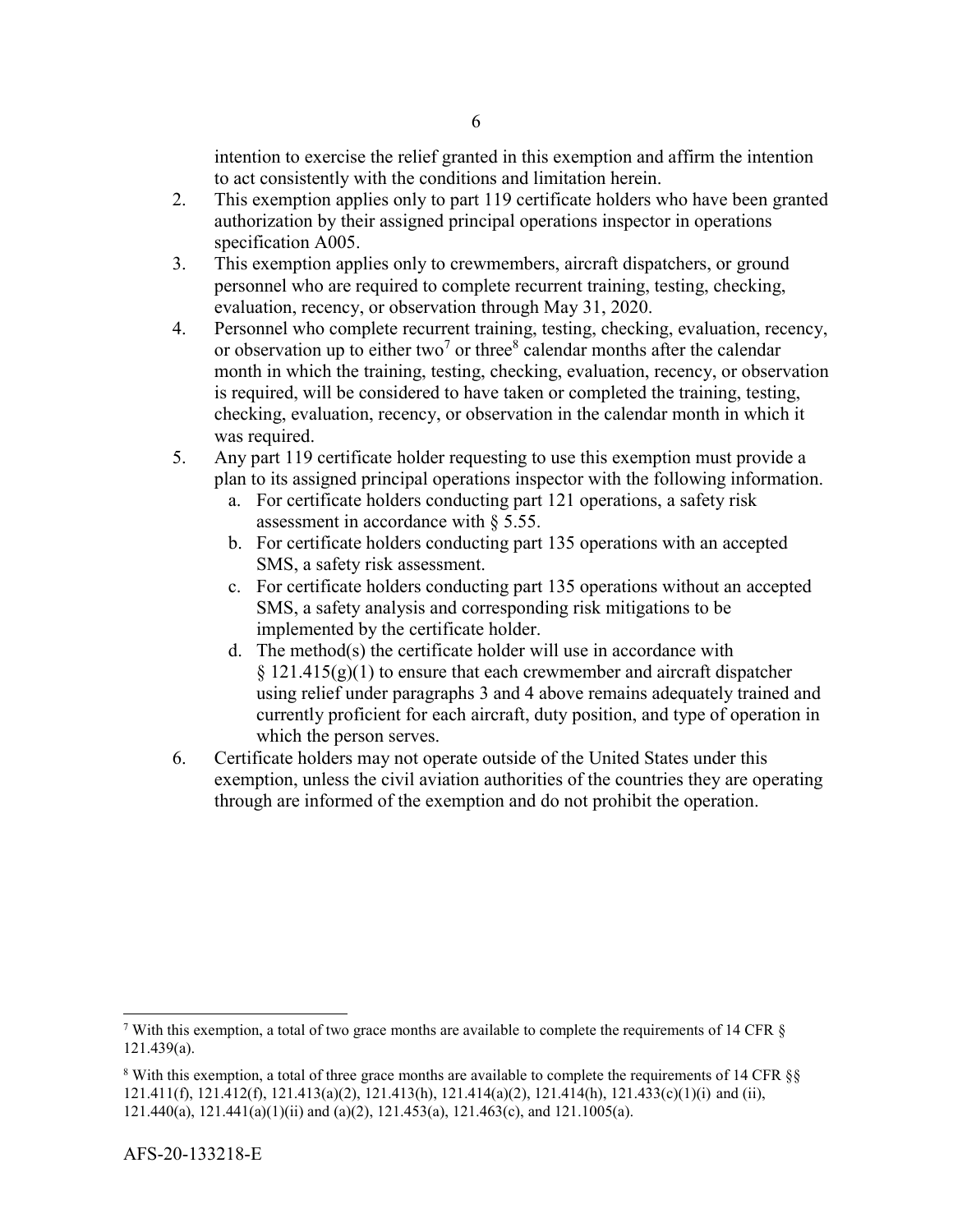intention to exercise the relief granted in this exemption and affirm the intention to act consistently with the conditions and limitation herein.

2. This exemption applies only to part 119 certificate holders who have been granted authorization by their assigned principal operations inspector in operations specification A005.
3. This exemption applies only to crewmembers, aircraft dispatchers, or ground personnel who are required to complete recurrent training, testing, checking, evaluation, recency, or observation through May 31, 2020.
4. Personnel who complete recurrent training, testing, checking, evaluation, recency, or observation up to either two[7] or three[8] calendar months after the calendar month in which the training, testing, checking, evaluation, recency, or observation is required, will be considered to have taken or completed the training, testing, checking, evaluation, recency, or observation in the calendar month in which it was required.
5. Any part 119 certificate holder requesting to use this exemption must provide a plan to its assigned principal operations inspector with the following information.
   a. For certificate holders conducting part 121 operations, a safety risk assessment in accordance with § 5.55.
   b. For certificate holders conducting part 135 operations with an accepted SMS, a safety risk assessment.
   c. For certificate holders conducting part 135 operations without an accepted SMS, a safety analysis and corresponding risk mitigations to be implemented by the certificate holder.
   d. The method(s) the certificate holder will use in accordance with § 121.415(g)(1) to ensure that each crewmember and aircraft dispatcher using relief under paragraphs 3 and 4 above remains adequately trained and currently proficient for each aircraft, duty position, and type of operation in which the person serves.
6. Certificate holders may not operate outside of the United States under this exemption, unless the civil aviation authorities of the countries they are operating through are informed of the exemption and do not prohibit the operation.

---

[7] With this exemption, a total of two grace months are available to complete the requirements of 14 CFR § 121.439(a).

[8] With this exemption, a total of three grace months are available to complete the requirements of 14 CFR §§ 121.411(f), 121.412(f), 121.413(a)(2), 121.413(h), 121.414(a)(2), 121.414(h), 121.433(c)(1)(i) and (ii), 121.440(a), 121.441(a)(1)(ii) and (a)(2), 121.453(a), 121.463(c), and 121.1005(a).

AFS-20-133218-E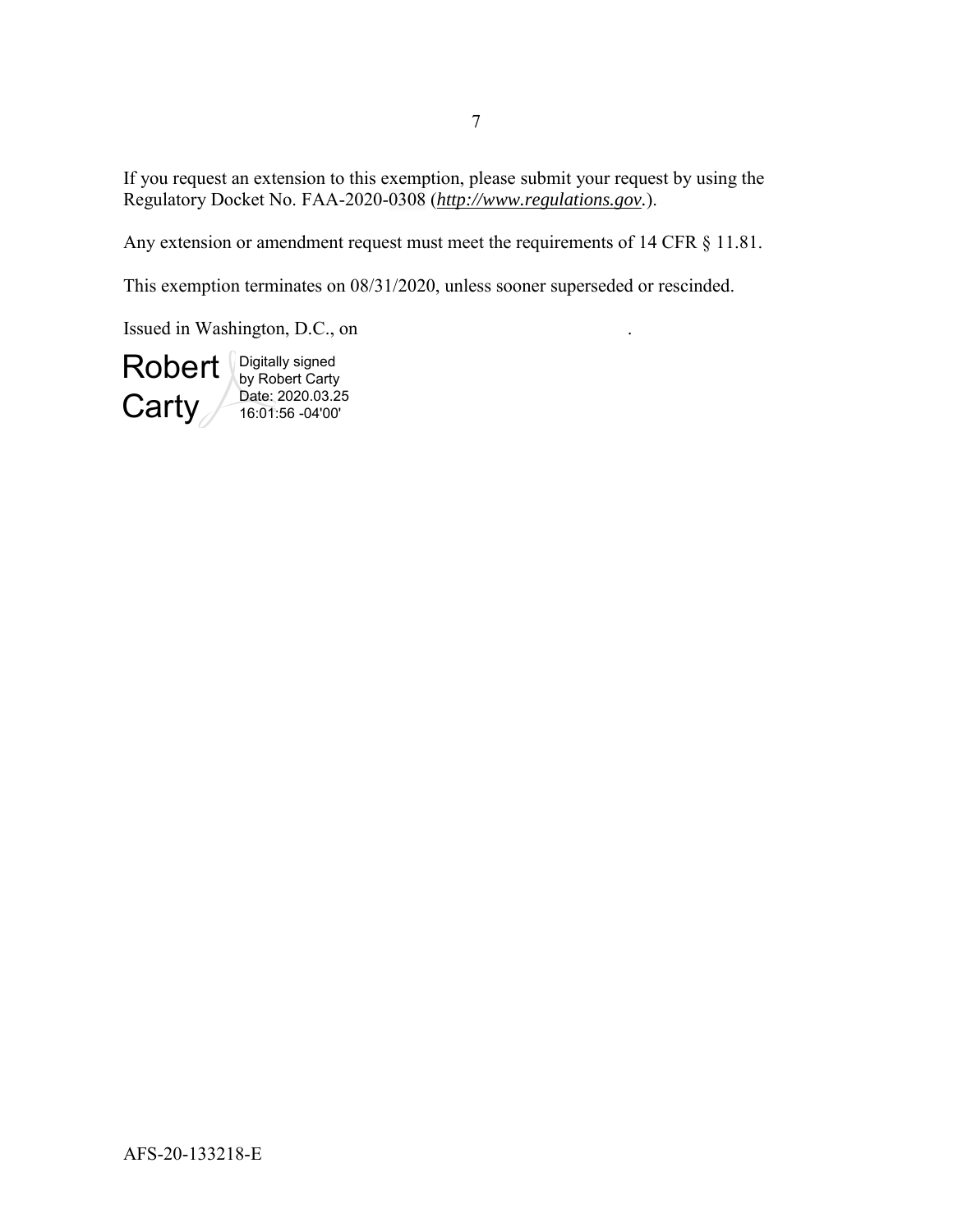If you request an extension to this exemption, please submit your request by using the Regulatory Docket No. FAA-2020-0308 (*http://www.regulations.gov*.).

Any extension or amendment request must meet the requirements of 14 CFR § 11.81.

This exemption terminates on 08/31/2020, unless sooner superseded or rescinded.

Issued in Washington, D.C., on .

Robert Carty

Digitally signed by Robert Carty
Date: 2020.03.25 16:01:56 -04'00'

AFS-20-133218-E